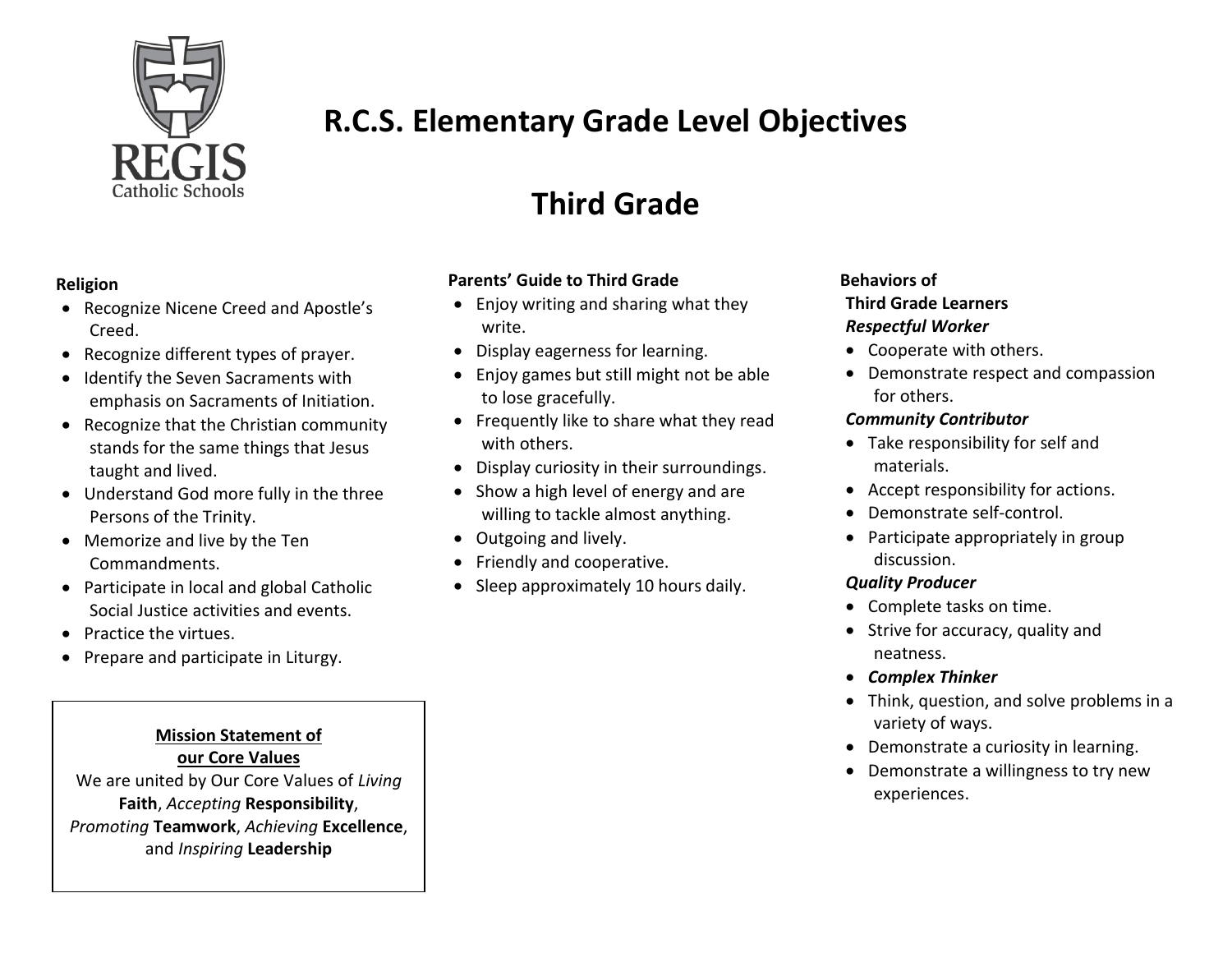REGIS
Catholic Schools

# R.C.S. Elementary Grade Level Objectives

# Third Grade

**Religion**

- Recognize Nicene Creed and Apostle's Creed.
- Recognize different types of prayer.
- Identify the Seven Sacraments with emphasis on Sacraments of Initiation.
- Recognize that the Christian community stands for the same things that Jesus taught and lived.
- Understand God more fully in the three Persons of the Trinity.
- Memorize and live by the Ten Commandments.
- Participate in local and global Catholic Social Justice activities and events.
- Practice the virtues.
- Prepare and participate in Liturgy.

**Mission Statement of our Core Values**

We are united by Our Core Values of *Living* **Faith**, *Accepting* **Responsibility**, *Promoting* **Teamwork**, *Achieving* **Excellence**, and *Inspiring* **Leadership**

**Parents' Guide to Third Grade**

- Enjoy writing and sharing what they write.
- Display eagerness for learning.
- Enjoy games but still might not be able to lose gracefully.
- Frequently like to share what they read with others.
- Display curiosity in their surroundings.
- Show a high level of energy and are willing to tackle almost anything.
- Outgoing and lively.
- Friendly and cooperative.
- Sleep approximately 10 hours daily.

**Behaviors of Third Grade Learners**

***Respectful Worker***

- Cooperate with others.
- Demonstrate respect and compassion for others.

***Community Contributor***

- Take responsibility for self and materials.
- Accept responsibility for actions.
- Demonstrate self-control.
- Participate appropriately in group discussion.

***Quality Producer***

- Complete tasks on time.
- Strive for accuracy, quality and neatness.
- ***Complex Thinker***
- Think, question, and solve problems in a variety of ways.
- Demonstrate a curiosity in learning.
- Demonstrate a willingness to try new experiences.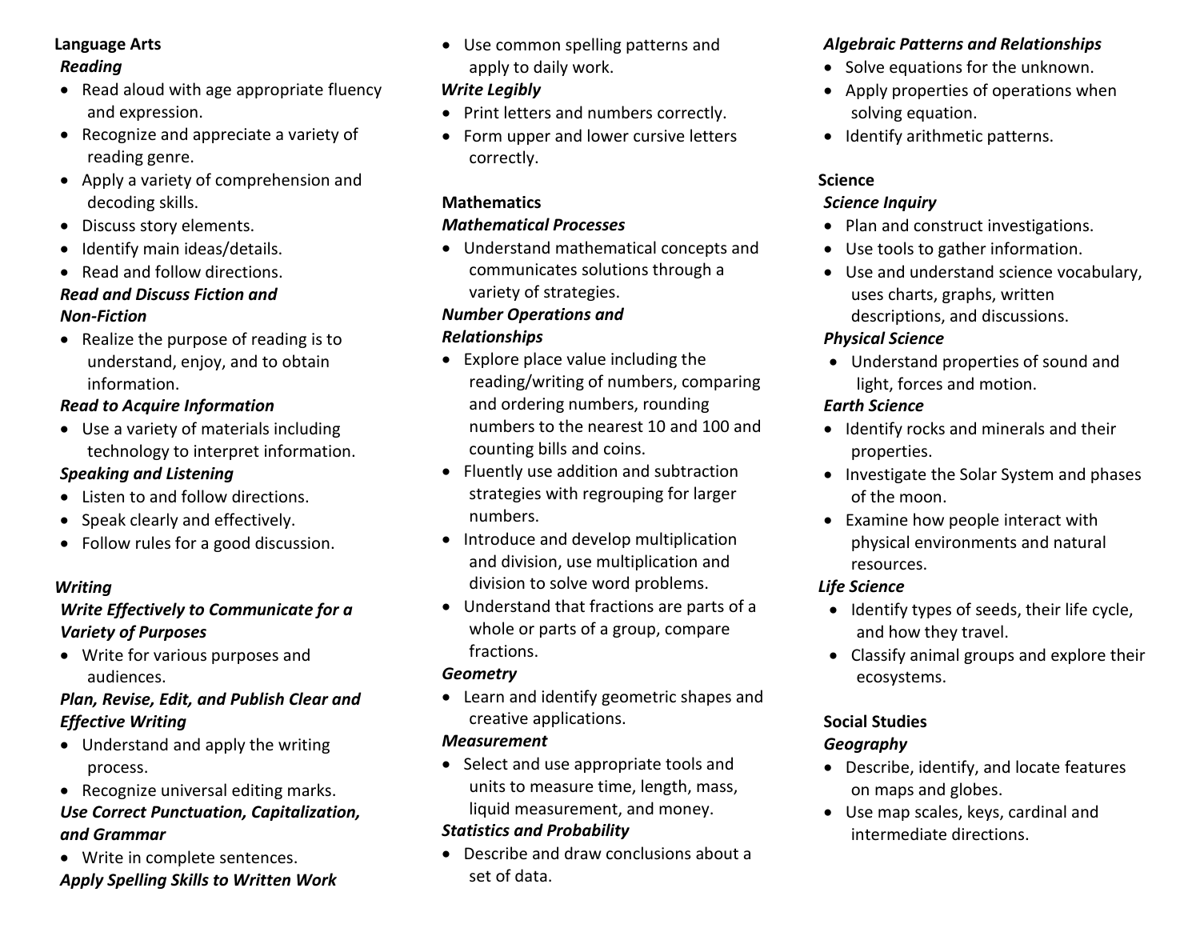## Language Arts

### *Reading*

- Read aloud with age appropriate fluency and expression.
- Recognize and appreciate a variety of reading genre.
- Apply a variety of comprehension and decoding skills.
- Discuss story elements.
- Identify main ideas/details.
- Read and follow directions.

***Read and Discuss Fiction and Non-Fiction***

- Realize the purpose of reading is to understand, enjoy, and to obtain information.

***Read to Acquire Information***

- Use a variety of materials including technology to interpret information.

***Speaking and Listening***

- Listen to and follow directions.
- Speak clearly and effectively.
- Follow rules for a good discussion.

### *Writing*

***Write Effectively to Communicate for a Variety of Purposes***

- Write for various purposes and audiences.

***Plan, Revise, Edit, and Publish Clear and Effective Writing***

- Understand and apply the writing process.
- Recognize universal editing marks.

***Use Correct Punctuation, Capitalization, and Grammar***

- Write in complete sentences.

***Apply Spelling Skills to Written Work***

- Use common spelling patterns and apply to daily work.

***Write Legibly***

- Print letters and numbers correctly.
- Form upper and lower cursive letters correctly.

## Mathematics

***Mathematical Processes***

- Understand mathematical concepts and communicates solutions through a variety of strategies.

***Number Operations and Relationships***

- Explore place value including the reading/writing of numbers, comparing and ordering numbers, rounding numbers to the nearest 10 and 100 and counting bills and coins.
- Fluently use addition and subtraction strategies with regrouping for larger numbers.
- Introduce and develop multiplication and division, use multiplication and division to solve word problems.
- Understand that fractions are parts of a whole or parts of a group, compare fractions.

***Geometry***

- Learn and identify geometric shapes and creative applications.

***Measurement***

- Select and use appropriate tools and units to measure time, length, mass, liquid measurement, and money.

***Statistics and Probability***

- Describe and draw conclusions about a set of data.

***Algebraic Patterns and Relationships***

- Solve equations for the unknown.
- Apply properties of operations when solving equation.
- Identify arithmetic patterns.

## Science

***Science Inquiry***

- Plan and construct investigations.
- Use tools to gather information.
- Use and understand science vocabulary, uses charts, graphs, written descriptions, and discussions.

***Physical Science***

- Understand properties of sound and light, forces and motion.

***Earth Science***

- Identify rocks and minerals and their properties.
- Investigate the Solar System and phases of the moon.
- Examine how people interact with physical environments and natural resources.

***Life Science***

- Identify types of seeds, their life cycle, and how they travel.
- Classify animal groups and explore their ecosystems.

## Social Studies

***Geography***

- Describe, identify, and locate features on maps and globes.
- Use map scales, keys, cardinal and intermediate directions.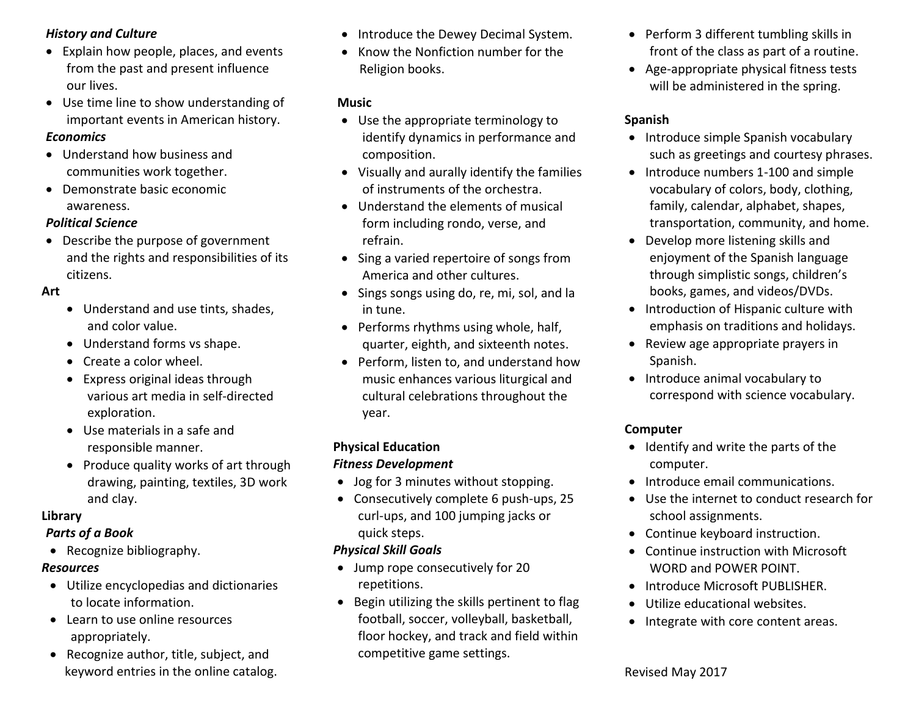***History and Culture***

- Explain how people, places, and events from the past and present influence our lives.
- Use time line to show understanding of important events in American history.

***Economics***

- Understand how business and communities work together.
- Demonstrate basic economic awareness.

***Political Science***

- Describe the purpose of government and the rights and responsibilities of its citizens.

**Art**

- Understand and use tints, shades, and color value.
- Understand forms vs shape.
- Create a color wheel.
- Express original ideas through various art media in self-directed exploration.
- Use materials in a safe and responsible manner.
- Produce quality works of art through drawing, painting, textiles, 3D work and clay.

**Library**

***Parts of a Book***

- Recognize bibliography.

***Resources***

- Utilize encyclopedias and dictionaries to locate information.
- Learn to use online resources appropriately.
- Recognize author, title, subject, and keyword entries in the online catalog.
- Introduce the Dewey Decimal System.
- Know the Nonfiction number for the Religion books.

**Music**

- Use the appropriate terminology to identify dynamics in performance and composition.
- Visually and aurally identify the families of instruments of the orchestra.
- Understand the elements of musical form including rondo, verse, and refrain.
- Sing a varied repertoire of songs from America and other cultures.
- Sings songs using do, re, mi, sol, and la in tune.
- Performs rhythms using whole, half, quarter, eighth, and sixteenth notes.
- Perform, listen to, and understand how music enhances various liturgical and cultural celebrations throughout the year.

**Physical Education**

***Fitness Development***

- Jog for 3 minutes without stopping.
- Consecutively complete 6 push-ups, 25 curl-ups, and 100 jumping jacks or quick steps.

***Physical Skill Goals***

- Jump rope consecutively for 20 repetitions.
- Begin utilizing the skills pertinent to flag football, soccer, volleyball, basketball, floor hockey, and track and field within competitive game settings.
- Perform 3 different tumbling skills in front of the class as part of a routine.
- Age-appropriate physical fitness tests will be administered in the spring.

**Spanish**

- Introduce simple Spanish vocabulary such as greetings and courtesy phrases.
- Introduce numbers 1-100 and simple vocabulary of colors, body, clothing, family, calendar, alphabet, shapes, transportation, community, and home.
- Develop more listening skills and enjoyment of the Spanish language through simplistic songs, children's books, games, and videos/DVDs.
- Introduction of Hispanic culture with emphasis on traditions and holidays.
- Review age appropriate prayers in Spanish.
- Introduce animal vocabulary to correspond with science vocabulary.

**Computer**

- Identify and write the parts of the computer.
- Introduce email communications.
- Use the internet to conduct research for school assignments.
- Continue keyboard instruction.
- Continue instruction with Microsoft WORD and POWER POINT.
- Introduce Microsoft PUBLISHER.
- Utilize educational websites.
- Integrate with core content areas.

Revised May 2017